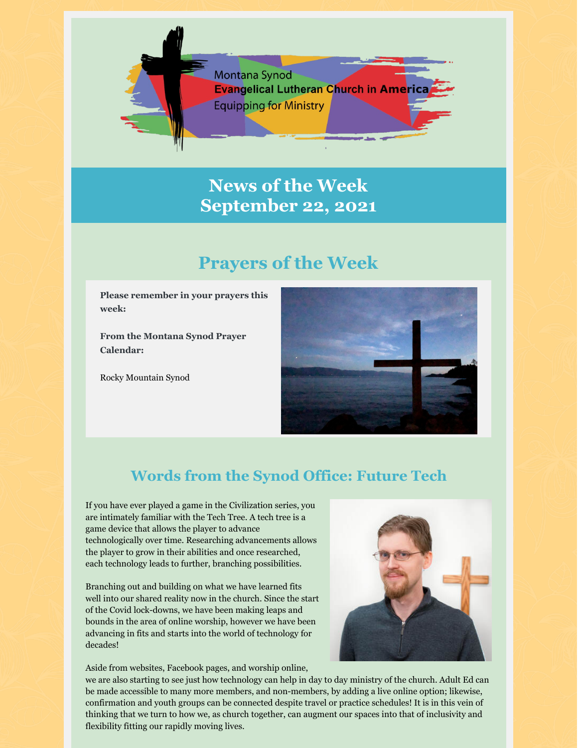Montana Synod

**Evangelical Lutheran Church in America**

Equipping for Ministry

# News of the Week
# September 22, 2021

## Prayers of the Week

**Please remember in your prayers this week:**

**From the Montana Synod Prayer Calendar:**

Rocky Mountain Synod

## Words from the Synod Office: Future Tech

If you have ever played a game in the Civilization series, you are intimately familiar with the Tech Tree. A tech tree is a game device that allows the player to advance technologically over time. Researching advancements allows the player to grow in their abilities and once researched, each technology leads to further, branching possibilities.

Branching out and building on what we have learned fits well into our shared reality now in the church. Since the start of the Covid lock-downs, we have been making leaps and bounds in the area of online worship, however we have been advancing in fits and starts into the world of technology for decades!

Aside from websites, Facebook pages, and worship online, we are also starting to see just how technology can help in day to day ministry of the church. Adult Ed can be made accessible to many more members, and non-members, by adding a live online option; likewise, confirmation and youth groups can be connected despite travel or practice schedules! It is in this vein of thinking that we turn to how we, as church together, can augment our spaces into that of inclusivity and flexibility fitting our rapidly moving lives.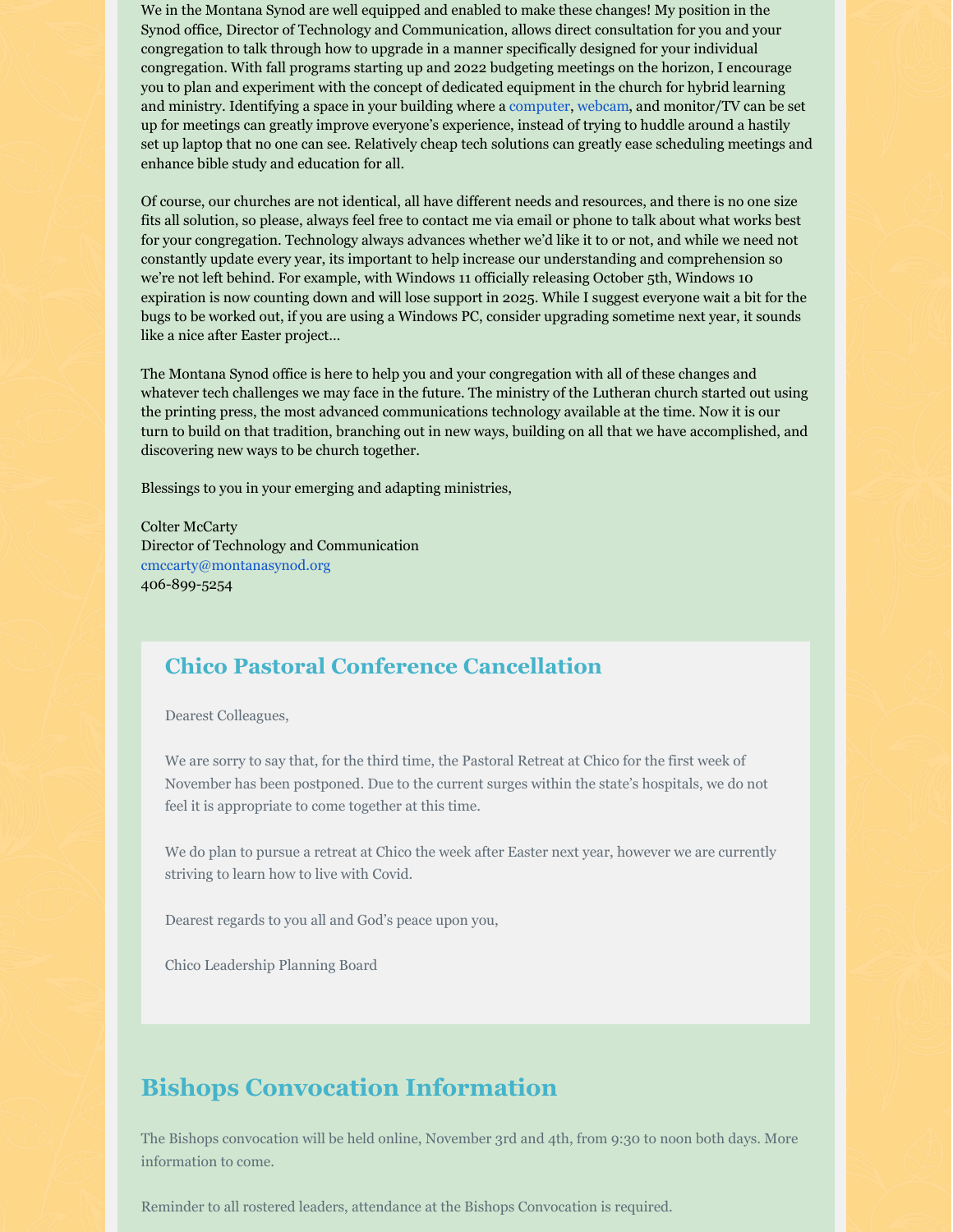We in the Montana Synod are well equipped and enabled to make these changes! My position in the Synod office, Director of Technology and Communication, allows direct consultation for you and your congregation to talk through how to upgrade in a manner specifically designed for your individual congregation. With fall programs starting up and 2022 budgeting meetings on the horizon, I encourage you to plan and experiment with the concept of dedicated equipment in the church for hybrid learning and ministry. Identifying a space in your building where a computer, webcam, and monitor/TV can be set up for meetings can greatly improve everyone's experience, instead of trying to huddle around a hastily set up laptop that no one can see. Relatively cheap tech solutions can greatly ease scheduling meetings and enhance bible study and education for all.

Of course, our churches are not identical, all have different needs and resources, and there is no one size fits all solution, so please, always feel free to contact me via email or phone to talk about what works best for your congregation. Technology always advances whether we'd like it to or not, and while we need not constantly update every year, its important to help increase our understanding and comprehension so we're not left behind. For example, with Windows 11 officially releasing October 5th, Windows 10 expiration is now counting down and will lose support in 2025. While I suggest everyone wait a bit for the bugs to be worked out, if you are using a Windows PC, consider upgrading sometime next year, it sounds like a nice after Easter project...

The Montana Synod office is here to help you and your congregation with all of these changes and whatever tech challenges we may face in the future. The ministry of the Lutheran church started out using the printing press, the most advanced communications technology available at the time. Now it is our turn to build on that tradition, branching out in new ways, building on all that we have accomplished, and discovering new ways to be church together.

Blessings to you in your emerging and adapting ministries,

Colter McCarty
Director of Technology and Communication
cmccarty@montanasynod.org
406-899-5254

## Chico Pastoral Conference Cancellation

Dearest Colleagues,

We are sorry to say that, for the third time, the Pastoral Retreat at Chico for the first week of November has been postponed. Due to the current surges within the state's hospitals, we do not feel it is appropriate to come together at this time.

We do plan to pursue a retreat at Chico the week after Easter next year, however we are currently striving to learn how to live with Covid.

Dearest regards to you all and God's peace upon you,

Chico Leadership Planning Board

## Bishops Convocation Information

The Bishops convocation will be held online, November 3rd and 4th, from 9:30 to noon both days. More information to come.

Reminder to all rostered leaders, attendance at the Bishops Convocation is required.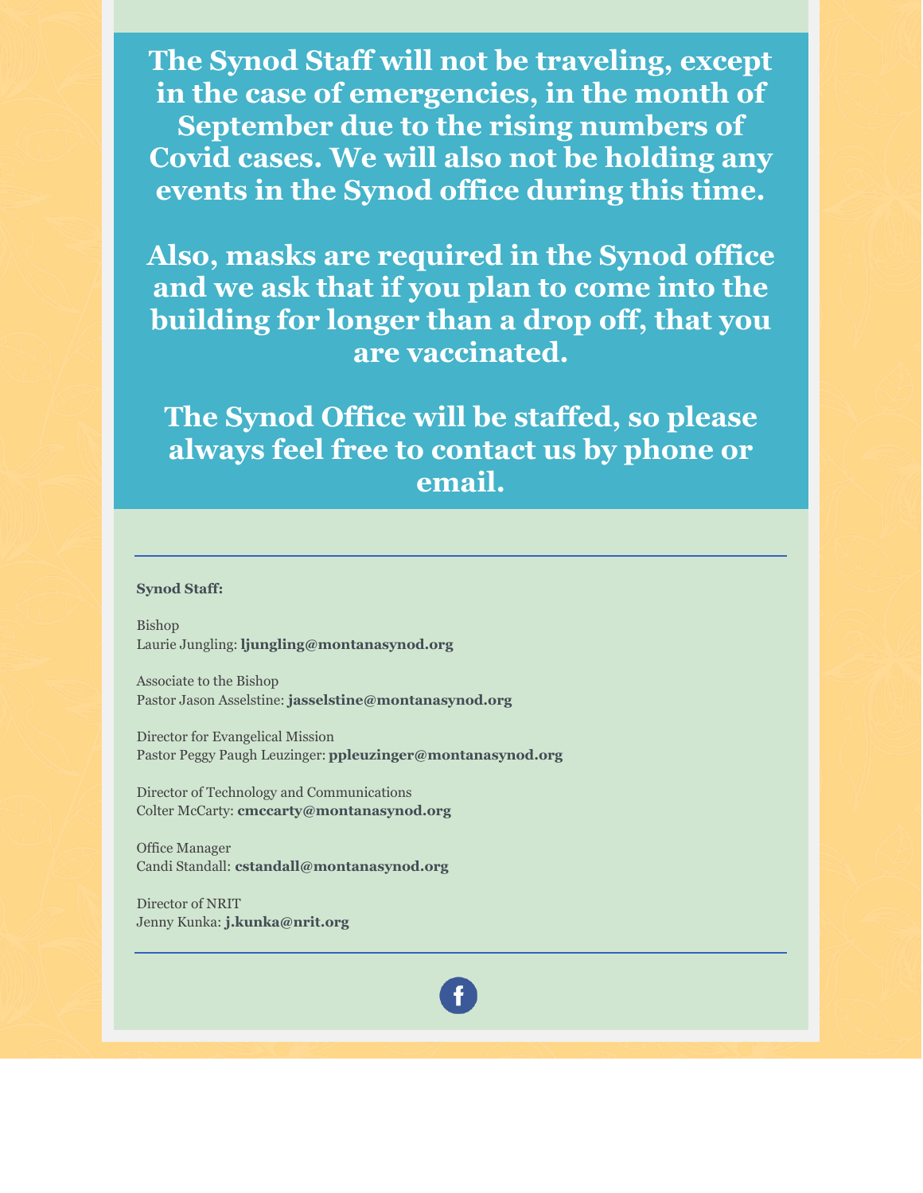**The Synod Staff will not be traveling, except in the case of emergencies, in the month of September due to the rising numbers of Covid cases. We will also not be holding any events in the Synod office during this time.**

**Also, masks are required in the Synod office and we ask that if you plan to come into the building for longer than a drop off, that you are vaccinated.**

**The Synod Office will be staffed, so please always feel free to contact us by phone or email.**

---

**Synod Staff:**

Bishop
Laurie Jungling: **ljungling@montanasynod.org**

Associate to the Bishop
Pastor Jason Asselstine: **jasselstine@montanasynod.org**

Director for Evangelical Mission
Pastor Peggy Paugh Leuzinger: **ppleuzinger@montanasynod.org**

Director of Technology and Communications
Colter McCarty: **cmccarty@montanasynod.org**

Office Manager
Candi Standall: **cstandall@montanasynod.org**

Director of NRIT
Jenny Kunka: **j.kunka@nrit.org**

---